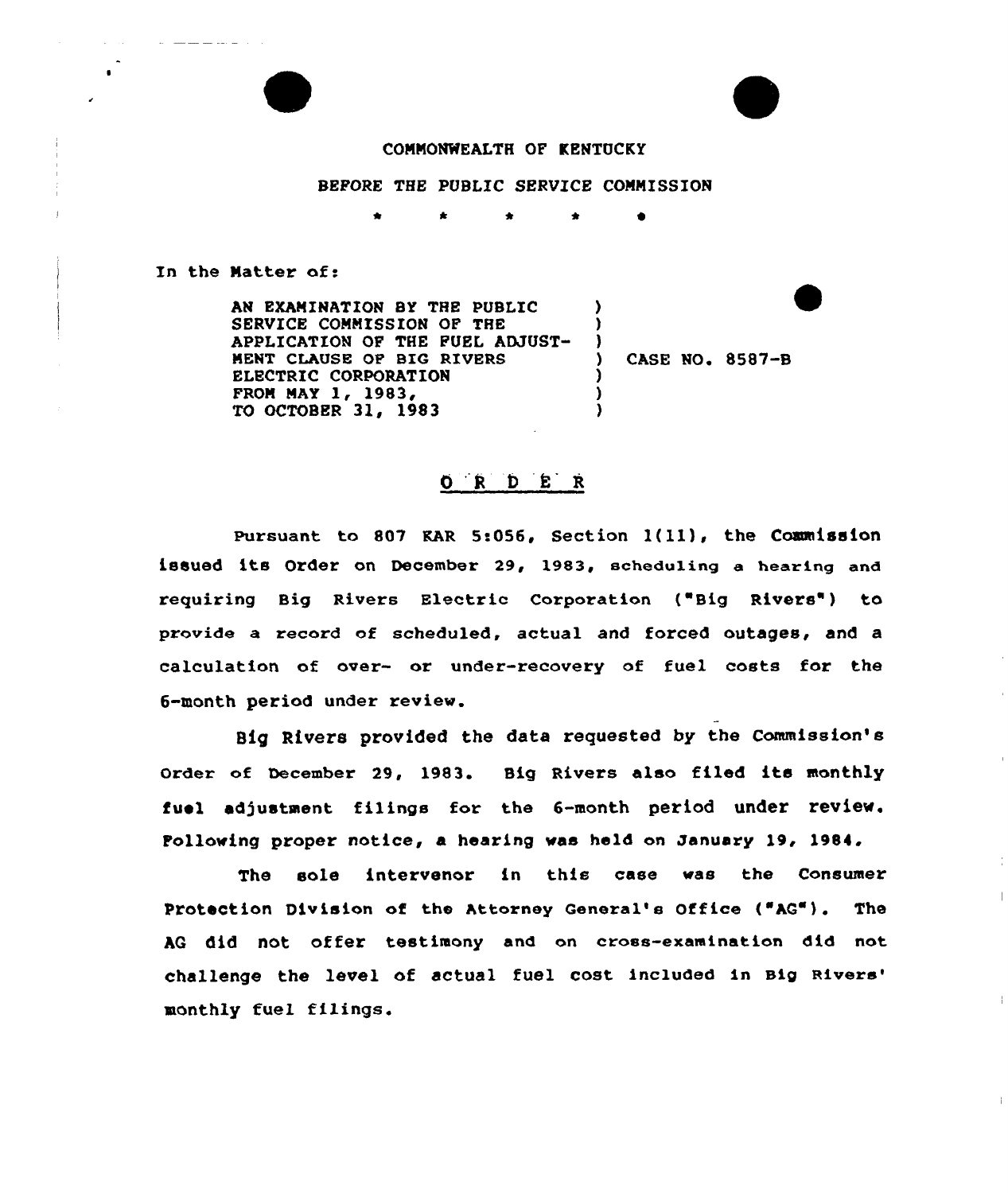COMMONWEALTH OF KENTUCKY

BEFORE THE PUBLIC SERVICE COMMISSION

\* \* \* \* \*

In the Matter of:

| | | |
|---|---|---|
| AN EXAMINATION BY THE PUBLIC SERVICE COMMISSION OF THE APPLICATION OF THE FUEL ADJUSTMENT CLAUSE OF BIG RIVERS ELECTRIC CORPORATION FROM MAY 1, 1983, TO OCTOBER 31, 1983 | ) | CASE NO. 8587-B |

## O R D E R

Pursuant to 807 KAR 5:056, Section 1(11), the Commission issued its Order on December 29, 1983, scheduling a hearing and requiring Big Rivers Electric Corporation ("Big Rivers") to provide a record of scheduled, actual and forced outages, and a calculation of over- or under-recovery of fuel costs for the 6-month period under review.

Big Rivers provided the data requested by the Commission's Order of December 29, 1983. Big Rivers also filed its monthly fuel adjustment filings for the 6-month period under review. Following proper notice, a hearing was held on January 19, 1984.

The sole intervenor in this case was the Consumer Protection Division of the Attorney General's Office ("AG"). The AG did not offer testimony and on cross-examination did not challenge the level of actual fuel cost included in Big Rivers' monthly fuel filings.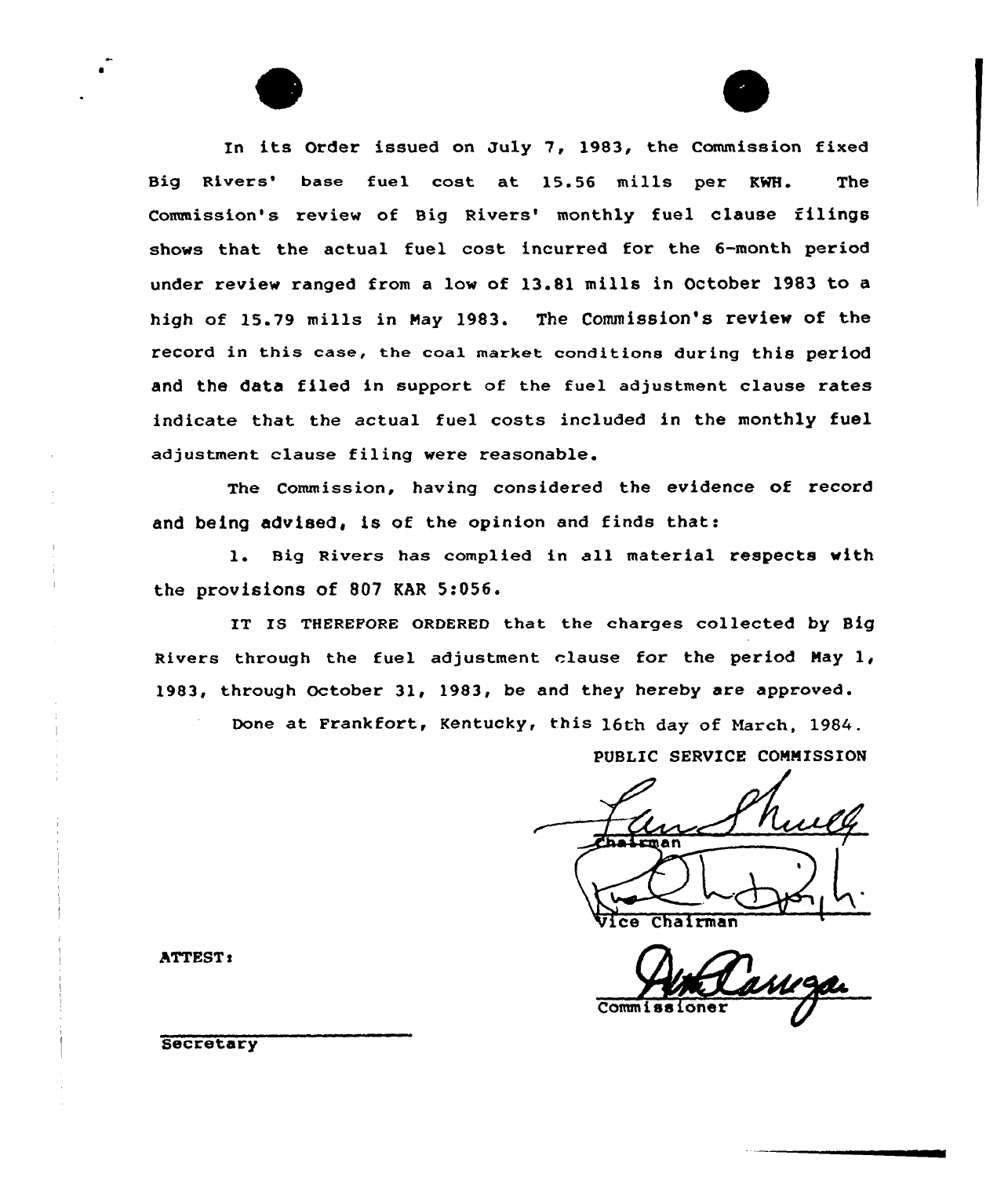In its Order issued on July 7, 1983, the Commission fixed Big Rivers' base fuel cost at 15.56 mills per KWH. The Commission's review of Big Rivers' monthly fuel clause filings shows that the actual fuel cost incurred for the 6-month period under review ranged from a low of 13.81 mills in October 1983 to a high of 15.79 mills in May 1983. The Commission's review of the record in this case, the coal market conditions during this period and the data filed in support of the fuel adjustment clause rates indicate that the actual fuel costs included in the monthly fuel adjustment clause filing were reasonable.

The Commission, having considered the evidence of record and being advised, is of the opinion and finds that:

1. Big Rivers has complied in all material respects with the provisions of 807 KAR 5:056.

IT IS THEREFORE ORDERED that the charges collected by Big Rivers through the fuel adjustment clause for the period May 1, 1983, through October 31, 1983, be and they hereby are approved.

Done at Frankfort, Kentucky, this 16th day of March, 1984.

PUBLIC SERVICE COMMISSION

Chairman

Vice Chairman

Commissioner

ATTEST:

Secretary